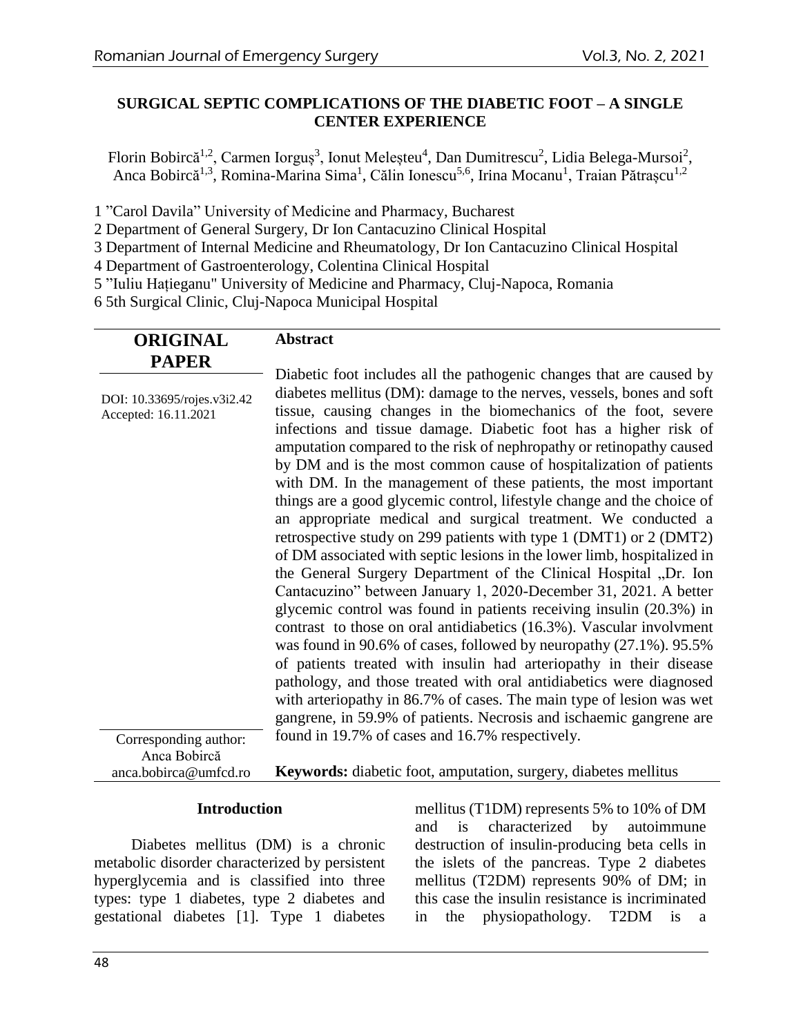# SURGICAL SEPTIC COMPLICATIONS OF THE DIABETIC FOOT – A SINGLE CENTER EXPERIENCE

Florin Bobircă[1,2], Carmen Iorguș[3], Ionut Meleșteu[4], Dan Dumitrescu[2], Lidia Belega-Mursoi[2], Anca Bobircă[1,3], Romina-Marina Sima[1], Călin Ionescu[5,6], Irina Mocanu[1], Traian Pătrașcu[1,2]

1 "Carol Davila" University of Medicine and Pharmacy, Bucharest
2 Department of General Surgery, Dr Ion Cantacuzino Clinical Hospital
3 Department of Internal Medicine and Rheumatology, Dr Ion Cantacuzino Clinical Hospital
4 Department of Gastroenterology, Colentina Clinical Hospital
5 "Iuliu Hațieganu" University of Medicine and Pharmacy, Cluj-Napoca, Romania
6 5th Surgical Clinic, Cluj-Napoca Municipal Hospital

**ORIGINAL PAPER**

DOI: 10.33695/rojes.v3i2.42
Accepted: 16.11.2021

Corresponding author:
Anca Bobircă
anca.bobirca@umfcd.ro

## Abstract

Diabetic foot includes all the pathogenic changes that are caused by diabetes mellitus (DM): damage to the nerves, vessels, bones and soft tissue, causing changes in the biomechanics of the foot, severe infections and tissue damage. Diabetic foot has a higher risk of amputation compared to the risk of nephropathy or retinopathy caused by DM and is the most common cause of hospitalization of patients with DM. In the management of these patients, the most important things are a good glycemic control, lifestyle change and the choice of an appropriate medical and surgical treatment. We conducted a retrospective study on 299 patients with type 1 (DMT1) or 2 (DMT2) of DM associated with septic lesions in the lower limb, hospitalized in the General Surgery Department of the Clinical Hospital „Dr. Ion Cantacuzino" between January 1, 2020-December 31, 2021. A better glycemic control was found in patients receiving insulin (20.3%) in contrast to those on oral antidiabetics (16.3%). Vascular involvment was found in 90.6% of cases, followed by neuropathy (27.1%). 95.5% of patients treated with insulin had arteriopathy in their disease pathology, and those treated with oral antidiabetics were diagnosed with arteriopathy in 86.7% of cases. The main type of lesion was wet gangrene, in 59.9% of patients. Necrosis and ischaemic gangrene are found in 19.7% of cases and 16.7% respectively.

**Keywords:** diabetic foot, amputation, surgery, diabetes mellitus

## Introduction

Diabetes mellitus (DM) is a chronic metabolic disorder characterized by persistent hyperglycemia and is classified into three types: type 1 diabetes, type 2 diabetes and gestational diabetes [1]. Type 1 diabetes mellitus (T1DM) represents 5% to 10% of DM and is characterized by autoimmune destruction of insulin-producing beta cells in the islets of the pancreas. Type 2 diabetes mellitus (T2DM) represents 90% of DM; in this case the insulin resistance is incriminated in the physiopathology. T2DM is a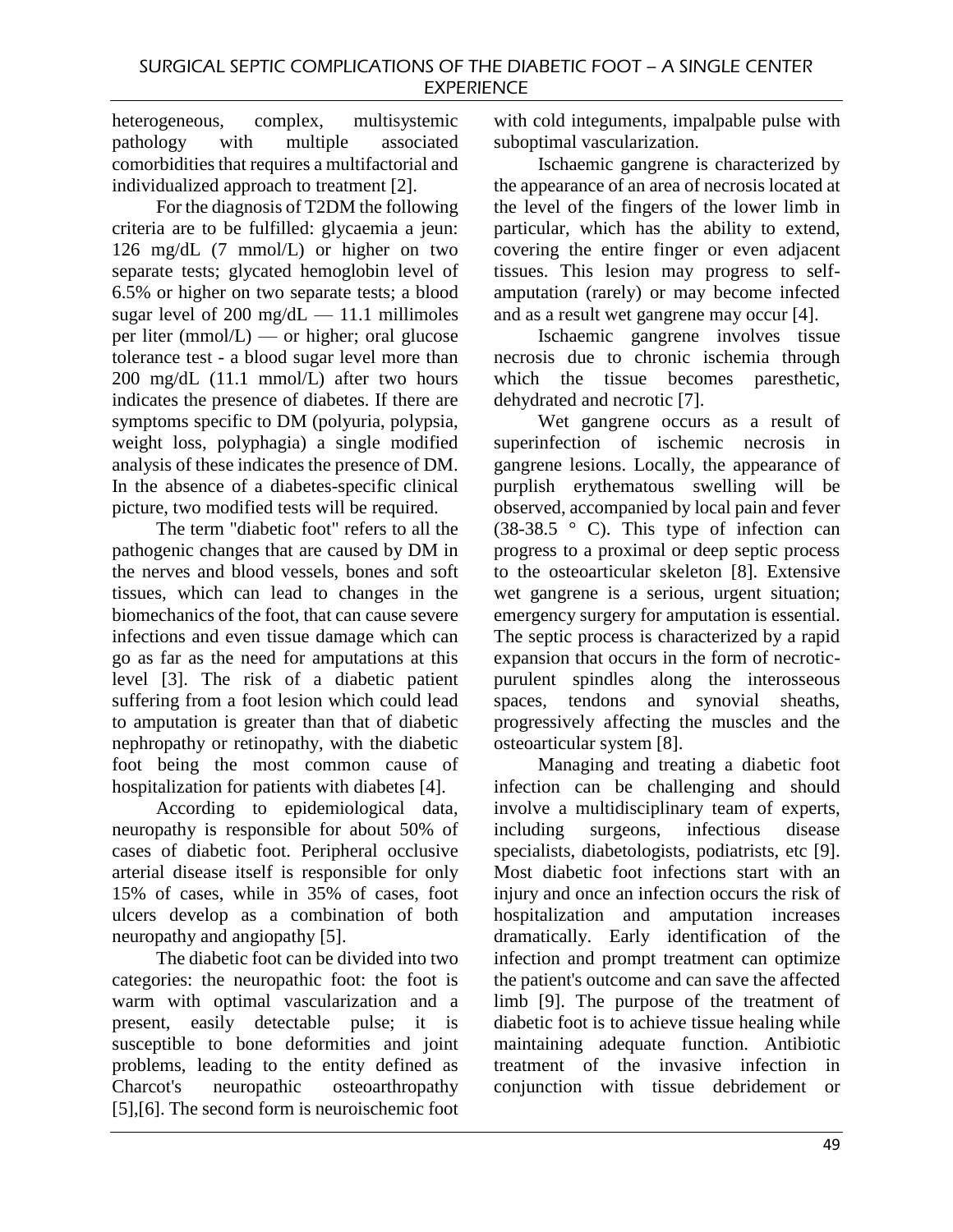heterogeneous, complex, multisystemic pathology with multiple associated comorbidities that requires a multifactorial and individualized approach to treatment [2].

For the diagnosis of T2DM the following criteria are to be fulfilled: glycaemia a jeun: 126 mg/dL (7 mmol/L) or higher on two separate tests; glycated hemoglobin level of 6.5% or higher on two separate tests; a blood sugar level of 200 mg/dL — 11.1 millimoles per liter (mmol/L) — or higher; oral glucose tolerance test - a blood sugar level more than 200 mg/dL (11.1 mmol/L) after two hours indicates the presence of diabetes. If there are symptoms specific to DM (polyuria, polypsia, weight loss, polyphagia) a single modified analysis of these indicates the presence of DM. In the absence of a diabetes-specific clinical picture, two modified tests will be required.

The term "diabetic foot" refers to all the pathogenic changes that are caused by DM in the nerves and blood vessels, bones and soft tissues, which can lead to changes in the biomechanics of the foot, that can cause severe infections and even tissue damage which can go as far as the need for amputations at this level [3]. The risk of a diabetic patient suffering from a foot lesion which could lead to amputation is greater than that of diabetic nephropathy or retinopathy, with the diabetic foot being the most common cause of hospitalization for patients with diabetes [4].

According to epidemiological data, neuropathy is responsible for about 50% of cases of diabetic foot. Peripheral occlusive arterial disease itself is responsible for only 15% of cases, while in 35% of cases, foot ulcers develop as a combination of both neuropathy and angiopathy [5].

The diabetic foot can be divided into two categories: the neuropathic foot: the foot is warm with optimal vascularization and a present, easily detectable pulse; it is susceptible to bone deformities and joint problems, leading to the entity defined as Charcot's neuropathic osteoarthropathy [5],[6]. The second form is neuroischemic foot with cold integuments, impalpable pulse with suboptimal vascularization.

Ischaemic gangrene is characterized by the appearance of an area of necrosis located at the level of the fingers of the lower limb in particular, which has the ability to extend, covering the entire finger or even adjacent tissues. This lesion may progress to self-amputation (rarely) or may become infected and as a result wet gangrene may occur [4].

Ischaemic gangrene involves tissue necrosis due to chronic ischemia through which the tissue becomes paresthetic, dehydrated and necrotic [7].

Wet gangrene occurs as a result of superinfection of ischemic necrosis in gangrene lesions. Locally, the appearance of purplish erythematous swelling will be observed, accompanied by local pain and fever (38-38.5 ° C). This type of infection can progress to a proximal or deep septic process to the osteoarticular skeleton [8]. Extensive wet gangrene is a serious, urgent situation; emergency surgery for amputation is essential. The septic process is characterized by a rapid expansion that occurs in the form of necrotic-purulent spindles along the interosseous spaces, tendons and synovial sheaths, progressively affecting the muscles and the osteoarticular system [8].

Managing and treating a diabetic foot infection can be challenging and should involve a multidisciplinary team of experts, including surgeons, infectious disease specialists, diabetologists, podiatrists, etc [9]. Most diabetic foot infections start with an injury and once an infection occurs the risk of hospitalization and amputation increases dramatically. Early identification of the infection and prompt treatment can optimize the patient's outcome and can save the affected limb [9]. The purpose of the treatment of diabetic foot is to achieve tissue healing while maintaining adequate function. Antibiotic treatment of the invasive infection in conjunction with tissue debridement or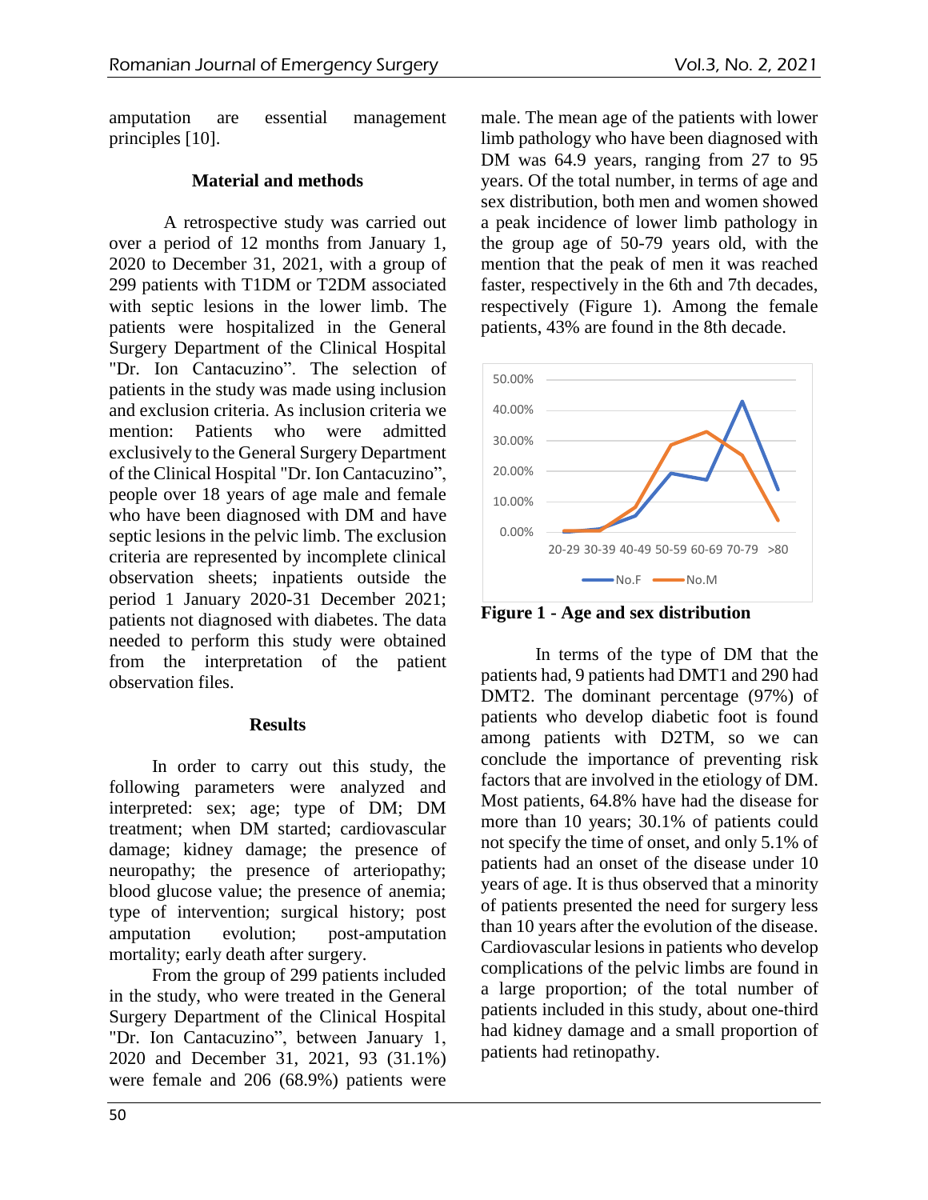amputation are essential management principles [10].

## Material and methods

A retrospective study was carried out over a period of 12 months from January 1, 2020 to December 31, 2021, with a group of 299 patients with T1DM or T2DM associated with septic lesions in the lower limb. The patients were hospitalized in the General Surgery Department of the Clinical Hospital "Dr. Ion Cantacuzino". The selection of patients in the study was made using inclusion and exclusion criteria. As inclusion criteria we mention: Patients who were admitted exclusively to the General Surgery Department of the Clinical Hospital "Dr. Ion Cantacuzino", people over 18 years of age male and female who have been diagnosed with DM and have septic lesions in the pelvic limb. The exclusion criteria are represented by incomplete clinical observation sheets; inpatients outside the period 1 January 2020-31 December 2021; patients not diagnosed with diabetes. The data needed to perform this study were obtained from the interpretation of the patient observation files.

## Results

In order to carry out this study, the following parameters were analyzed and interpreted: sex; age; type of DM; DM treatment; when DM started; cardiovascular damage; kidney damage; the presence of neuropathy; the presence of arteriopathy; blood glucose value; the presence of anemia; type of intervention; surgical history; post amputation evolution; post-amputation mortality; early death after surgery.

From the group of 299 patients included in the study, who were treated in the General Surgery Department of the Clinical Hospital "Dr. Ion Cantacuzino", between January 1, 2020 and December 31, 2021, 93 (31.1%) were female and 206 (68.9%) patients were male. The mean age of the patients with lower limb pathology who have been diagnosed with DM was 64.9 years, ranging from 27 to 95 years. Of the total number, in terms of age and sex distribution, both men and women showed a peak incidence of lower limb pathology in the group age of 50-79 years old, with the mention that the peak of men it was reached faster, respectively in the 6th and 7th decades, respectively (Figure 1). Among the female patients, 43% are found in the 8th decade.

**Figure 1 - Age and sex distribution**

In terms of the type of DM that the patients had, 9 patients had DMT1 and 290 had DMT2. The dominant percentage (97%) of patients who develop diabetic foot is found among patients with D2TM, so we can conclude the importance of preventing risk factors that are involved in the etiology of DM. Most patients, 64.8% have had the disease for more than 10 years; 30.1% of patients could not specify the time of onset, and only 5.1% of patients had an onset of the disease under 10 years of age. It is thus observed that a minority of patients presented the need for surgery less than 10 years after the evolution of the disease. Cardiovascular lesions in patients who develop complications of the pelvic limbs are found in a large proportion; of the total number of patients included in this study, about one-third had kidney damage and a small proportion of patients had retinopathy.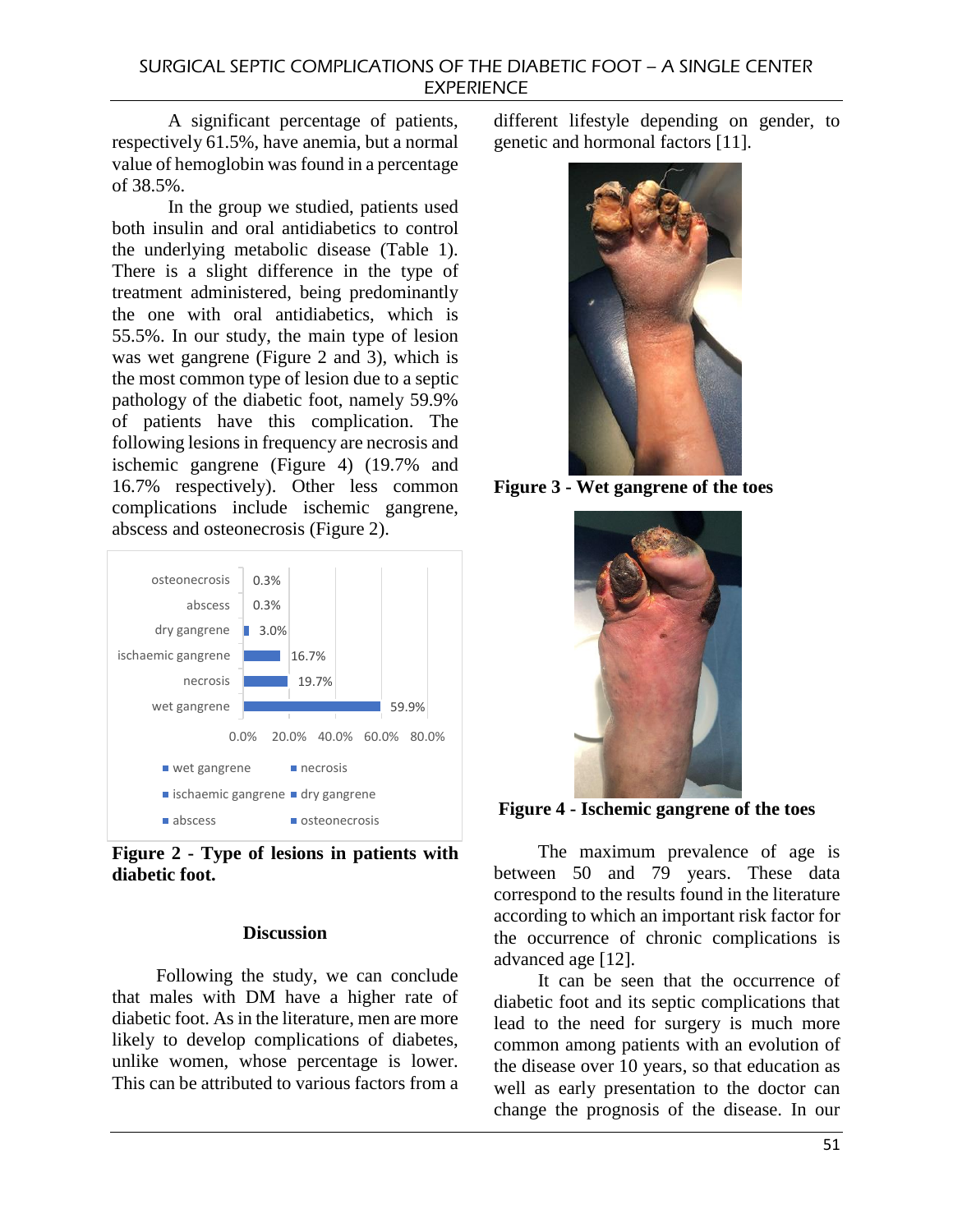A significant percentage of patients, respectively 61.5%, have anemia, but a normal value of hemoglobin was found in a percentage of 38.5%.

In the group we studied, patients used both insulin and oral antidiabetics to control the underlying metabolic disease (Table 1). There is a slight difference in the type of treatment administered, being predominantly the one with oral antidiabetics, which is 55.5%. In our study, the main type of lesion was wet gangrene (Figure 2 and 3), which is the most common type of lesion due to a septic pathology of the diabetic foot, namely 59.9% of patients have this complication. The following lesions in frequency are necrosis and ischemic gangrene (Figure 4) (19.7% and 16.7% respectively). Other less common complications include ischemic gangrene, abscess and osteonecrosis (Figure 2).

| Type of lesion | Percentage |
|---|---|
| osteonecrosis | 0.3% |
| abscess | 0.3% |
| dry gangrene | 3.0% |
| ischaemic gangrene | 16.7% |
| necrosis | 19.7% |
| wet gangrene | 59.9% |

**Figure 2 - Type of lesions in patients with diabetic foot.**

## Discussion

Following the study, we can conclude that males with DM have a higher rate of diabetic foot. As in the literature, men are more likely to develop complications of diabetes, unlike women, whose percentage is lower. This can be attributed to various factors from a different lifestyle depending on gender, to genetic and hormonal factors [11].

**Figure 3 - Wet gangrene of the toes**

**Figure 4 - Ischemic gangrene of the toes**

The maximum prevalence of age is between 50 and 79 years. These data correspond to the results found in the literature according to which an important risk factor for the occurrence of chronic complications is advanced age [12].

It can be seen that the occurrence of diabetic foot and its septic complications that lead to the need for surgery is much more common among patients with an evolution of the disease over 10 years, so that education as well as early presentation to the doctor can change the prognosis of the disease. In our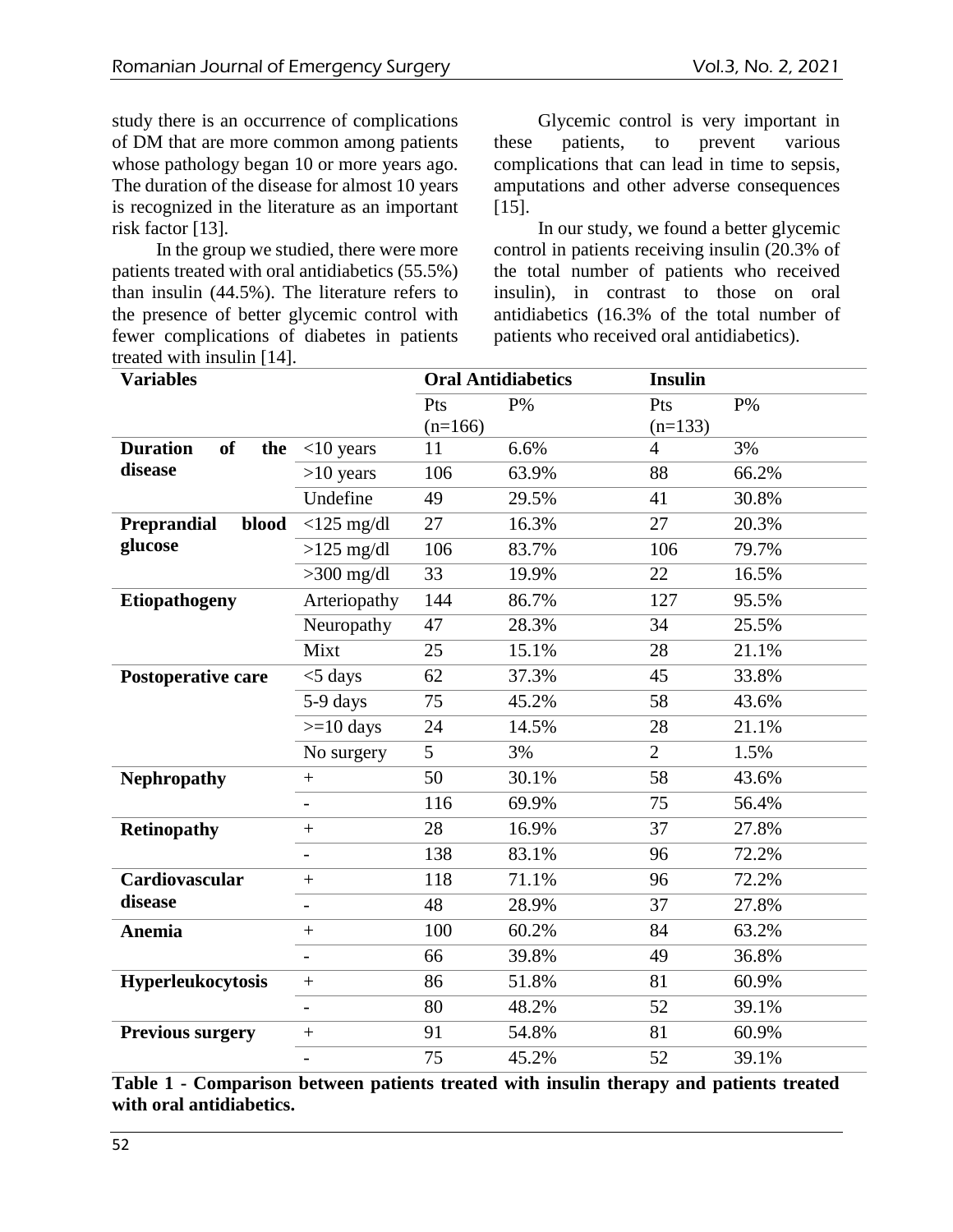study there is an occurrence of complications of DM that are more common among patients whose pathology began 10 or more years ago. The duration of the disease for almost 10 years is recognized in the literature as an important risk factor [13].

In the group we studied, there were more patients treated with oral antidiabetics (55.5%) than insulin (44.5%). The literature refers to the presence of better glycemic control with fewer complications of diabetes in patients treated with insulin [14].

Glycemic control is very important in these patients, to prevent various complications that can lead in time to sepsis, amputations and other adverse consequences [15].

In our study, we found a better glycemic control in patients receiving insulin (20.3% of the total number of patients who received insulin), in contrast to those on oral antidiabetics (16.3% of the total number of patients who received oral antidiabetics).

| **Variables** | | **Oral Antidiabetics** | | **Insulin** | |
|---|---|---|---|---|---|
| | | Pts (n=166) | P% | Pts (n=133) | P% |
| **Duration of the disease** | <10 years | 11 | 6.6% | 4 | 3% |
| | >10 years | 106 | 63.9% | 88 | 66.2% |
| | Undefine | 49 | 29.5% | 41 | 30.8% |
| **Preprandial blood glucose** | <125 mg/dl | 27 | 16.3% | 27 | 20.3% |
| | >125 mg/dl | 106 | 83.7% | 106 | 79.7% |
| | >300 mg/dl | 33 | 19.9% | 22 | 16.5% |
| **Etiopathogeny** | Arteriopathy | 144 | 86.7% | 127 | 95.5% |
| | Neuropathy | 47 | 28.3% | 34 | 25.5% |
| | Mixt | 25 | 15.1% | 28 | 21.1% |
| **Postoperative care** | <5 days | 62 | 37.3% | 45 | 33.8% |
| | 5-9 days | 75 | 45.2% | 58 | 43.6% |
| | >=10 days | 24 | 14.5% | 28 | 21.1% |
| | No surgery | 5 | 3% | 2 | 1.5% |
| **Nephropathy** | + | 50 | 30.1% | 58 | 43.6% |
| | - | 116 | 69.9% | 75 | 56.4% |
| **Retinopathy** | + | 28 | 16.9% | 37 | 27.8% |
| | - | 138 | 83.1% | 96 | 72.2% |
| **Cardiovascular disease** | + | 118 | 71.1% | 96 | 72.2% |
| | - | 48 | 28.9% | 37 | 27.8% |
| **Anemia** | + | 100 | 60.2% | 84 | 63.2% |
| | - | 66 | 39.8% | 49 | 36.8% |
| **Hyperleukocytosis** | + | 86 | 51.8% | 81 | 60.9% |
| | - | 80 | 48.2% | 52 | 39.1% |
| **Previous surgery** | + | 91 | 54.8% | 81 | 60.9% |
| | - | 75 | 45.2% | 52 | 39.1% |

**Table 1 - Comparison between patients treated with insulin therapy and patients treated with oral antidiabetics.**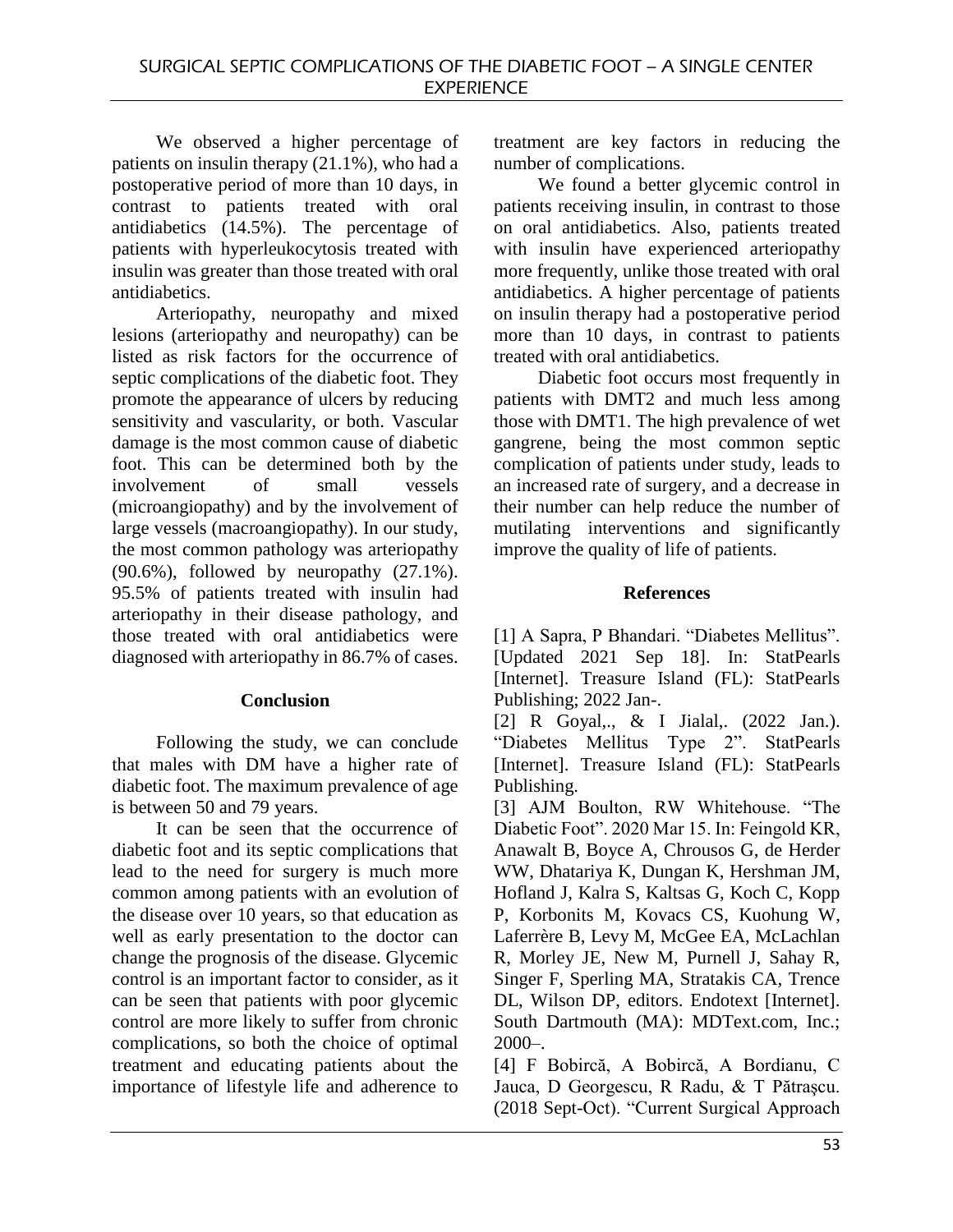We observed a higher percentage of patients on insulin therapy (21.1%), who had a postoperative period of more than 10 days, in contrast to patients treated with oral antidiabetics (14.5%). The percentage of patients with hyperleukocytosis treated with insulin was greater than those treated with oral antidiabetics.

Arteriopathy, neuropathy and mixed lesions (arteriopathy and neuropathy) can be listed as risk factors for the occurrence of septic complications of the diabetic foot. They promote the appearance of ulcers by reducing sensitivity and vascularity, or both. Vascular damage is the most common cause of diabetic foot. This can be determined both by the involvement of small vessels (microangiopathy) and by the involvement of large vessels (macroangiopathy). In our study, the most common pathology was arteriopathy (90.6%), followed by neuropathy (27.1%). 95.5% of patients treated with insulin had arteriopathy in their disease pathology, and those treated with oral antidiabetics were diagnosed with arteriopathy in 86.7% of cases.

## Conclusion

Following the study, we can conclude that males with DM have a higher rate of diabetic foot. The maximum prevalence of age is between 50 and 79 years.

It can be seen that the occurrence of diabetic foot and its septic complications that lead to the need for surgery is much more common among patients with an evolution of the disease over 10 years, so that education as well as early presentation to the doctor can change the prognosis of the disease. Glycemic control is an important factor to consider, as it can be seen that patients with poor glycemic control are more likely to suffer from chronic complications, so both the choice of optimal treatment and educating patients about the importance of lifestyle life and adherence to treatment are key factors in reducing the number of complications.

We found a better glycemic control in patients receiving insulin, in contrast to those on oral antidiabetics. Also, patients treated with insulin have experienced arteriopathy more frequently, unlike those treated with oral antidiabetics. A higher percentage of patients on insulin therapy had a postoperative period more than 10 days, in contrast to patients treated with oral antidiabetics.

Diabetic foot occurs most frequently in patients with DMT2 and much less among those with DMT1. The high prevalence of wet gangrene, being the most common septic complication of patients under study, leads to an increased rate of surgery, and a decrease in their number can help reduce the number of mutilating interventions and significantly improve the quality of life of patients.

## References

[1] A Sapra, P Bhandari. "Diabetes Mellitus". [Updated 2021 Sep 18]. In: StatPearls [Internet]. Treasure Island (FL): StatPearls Publishing; 2022 Jan-.

[2] R Goyal,., & I Jialal,. (2022 Jan.). "Diabetes Mellitus Type 2". StatPearls [Internet]. Treasure Island (FL): StatPearls Publishing.

[3] AJM Boulton, RW Whitehouse. "The Diabetic Foot". 2020 Mar 15. In: Feingold KR, Anawalt B, Boyce A, Chrousos G, de Herder WW, Dhatariya K, Dungan K, Hershman JM, Hofland J, Kalra S, Kaltsas G, Koch C, Kopp P, Korbonits M, Kovacs CS, Kuohung W, Laferrère B, Levy M, McGee EA, McLachlan R, Morley JE, New M, Purnell J, Sahay R, Singer F, Sperling MA, Stratakis CA, Trence DL, Wilson DP, editors. Endotext [Internet]. South Dartmouth (MA): MDText.com, Inc.; 2000–.

[4] F Bobircă, A Bobircă, A Bordianu, C Jauca, D Georgescu, R Radu, & T Pătraşcu. (2018 Sept-Oct). "Current Surgical Approach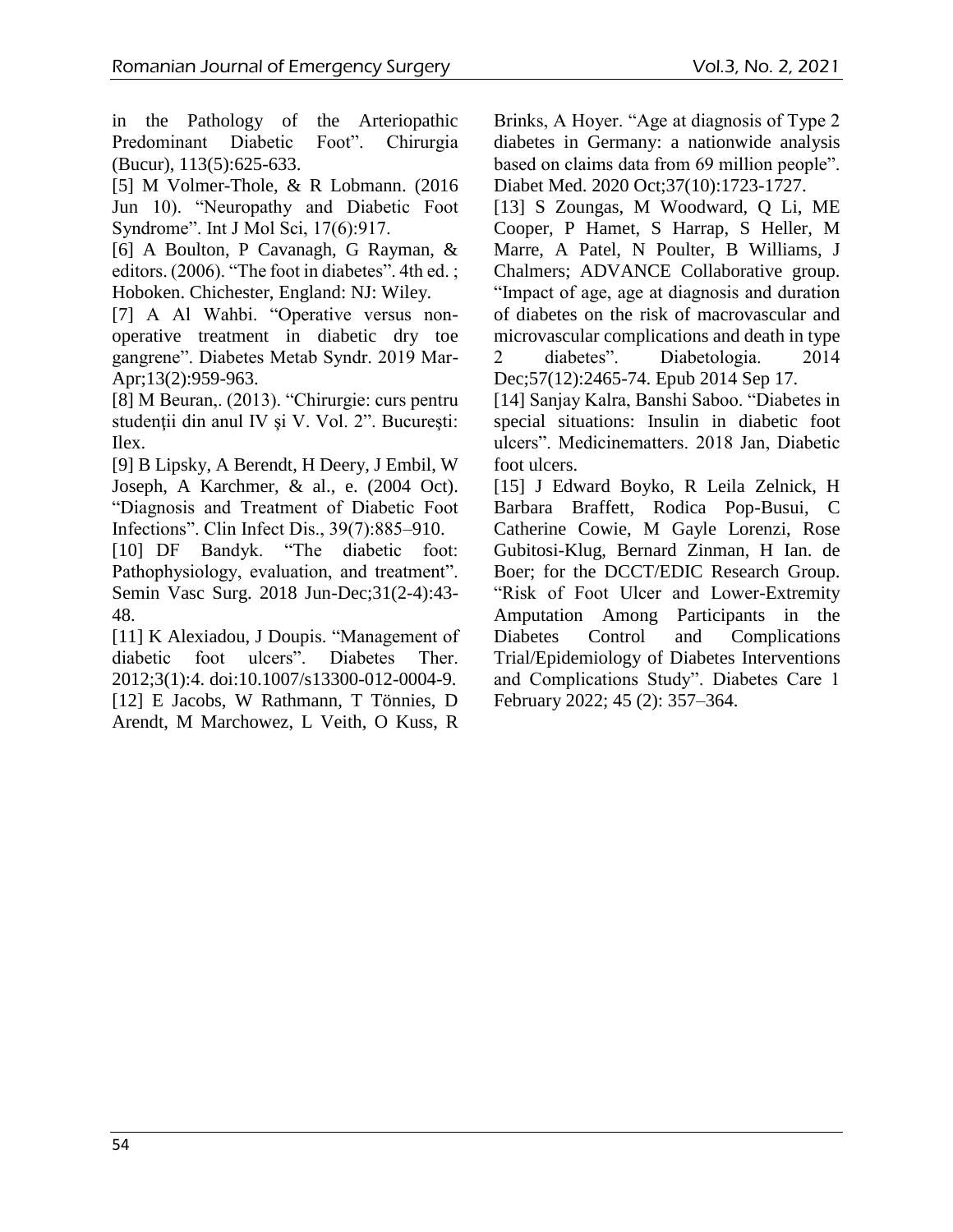in the Pathology of the Arteriopathic Predominant Diabetic Foot". Chirurgia (Bucur), 113(5):625-633.

[5] M Volmer-Thole, & R Lobmann. (2016 Jun 10). "Neuropathy and Diabetic Foot Syndrome". Int J Mol Sci, 17(6):917.

[6] A Boulton, P Cavanagh, G Rayman, & editors. (2006). "The foot in diabetes". 4th ed. ; Hoboken. Chichester, England: NJ: Wiley.

[7] A Al Wahbi. "Operative versus non-operative treatment in diabetic dry toe gangrene". Diabetes Metab Syndr. 2019 Mar-Apr;13(2):959-963.

[8] M Beuran,. (2013). "Chirurgie: curs pentru studenții din anul IV şi V. Vol. 2". Bucureşti: Ilex.

[9] B Lipsky, A Berendt, H Deery, J Embil, W Joseph, A Karchmer, & al., e. (2004 Oct). "Diagnosis and Treatment of Diabetic Foot Infections". Clin Infect Dis., 39(7):885–910.

[10] DF Bandyk. "The diabetic foot: Pathophysiology, evaluation, and treatment". Semin Vasc Surg. 2018 Jun-Dec;31(2-4):43-48.

[11] K Alexiadou, J Doupis. "Management of diabetic foot ulcers". Diabetes Ther. 2012;3(1):4. doi:10.1007/s13300-012-0004-9.

[12] E Jacobs, W Rathmann, T Tönnies, D Arendt, M Marchowez, L Veith, O Kuss, R Brinks, A Hoyer. "Age at diagnosis of Type 2 diabetes in Germany: a nationwide analysis based on claims data from 69 million people". Diabet Med. 2020 Oct;37(10):1723-1727.

[13] S Zoungas, M Woodward, Q Li, ME Cooper, P Hamet, S Harrap, S Heller, M Marre, A Patel, N Poulter, B Williams, J Chalmers; ADVANCE Collaborative group. "Impact of age, age at diagnosis and duration of diabetes on the risk of macrovascular and microvascular complications and death in type 2 diabetes". Diabetologia. 2014 Dec;57(12):2465-74. Epub 2014 Sep 17.

[14] Sanjay Kalra, Banshi Saboo. "Diabetes in special situations: Insulin in diabetic foot ulcers". Medicinematters. 2018 Jan, Diabetic foot ulcers.

[15] J Edward Boyko, R Leila Zelnick, H Barbara Braffett, Rodica Pop-Busui, C Catherine Cowie, M Gayle Lorenzi, Rose Gubitosi-Klug, Bernard Zinman, H Ian. de Boer; for the DCCT/EDIC Research Group. "Risk of Foot Ulcer and Lower-Extremity Amputation Among Participants in the Diabetes Control and Complications Trial/Epidemiology of Diabetes Interventions and Complications Study". Diabetes Care 1 February 2022; 45 (2): 357–364.